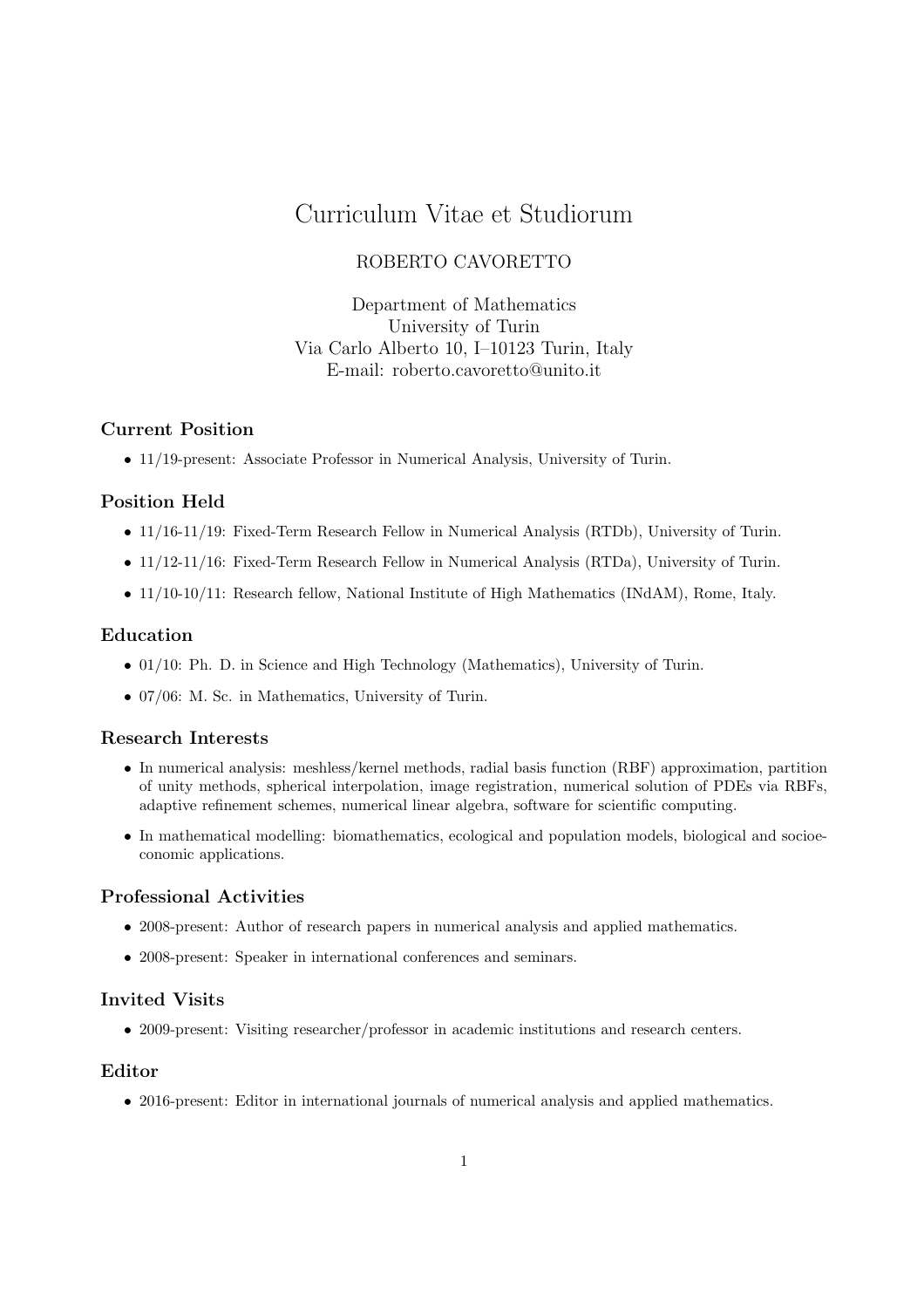# Curriculum Vitae et Studiorum

ROBERTO CAVORETTO

Department of Mathematics
University of Turin
Via Carlo Alberto 10, I–10123 Turin, Italy
E-mail: roberto.cavoretto@unito.it

## Current Position

- 11/19-present: Associate Professor in Numerical Analysis, University of Turin.

## Position Held

- 11/16-11/19: Fixed-Term Research Fellow in Numerical Analysis (RTDb), University of Turin.
- 11/12-11/16: Fixed-Term Research Fellow in Numerical Analysis (RTDa), University of Turin.
- 11/10-10/11: Research fellow, National Institute of High Mathematics (INdAM), Rome, Italy.

## Education

- 01/10: Ph. D. in Science and High Technology (Mathematics), University of Turin.
- 07/06: M. Sc. in Mathematics, University of Turin.

## Research Interests

- In numerical analysis: meshless/kernel methods, radial basis function (RBF) approximation, partition of unity methods, spherical interpolation, image registration, numerical solution of PDEs via RBFs, adaptive refinement schemes, numerical linear algebra, software for scientific computing.
- In mathematical modelling: biomathematics, ecological and population models, biological and socioeconomic applications.

## Professional Activities

- 2008-present: Author of research papers in numerical analysis and applied mathematics.
- 2008-present: Speaker in international conferences and seminars.

## Invited Visits

- 2009-present: Visiting researcher/professor in academic institutions and research centers.

## Editor

- 2016-present: Editor in international journals of numerical analysis and applied mathematics.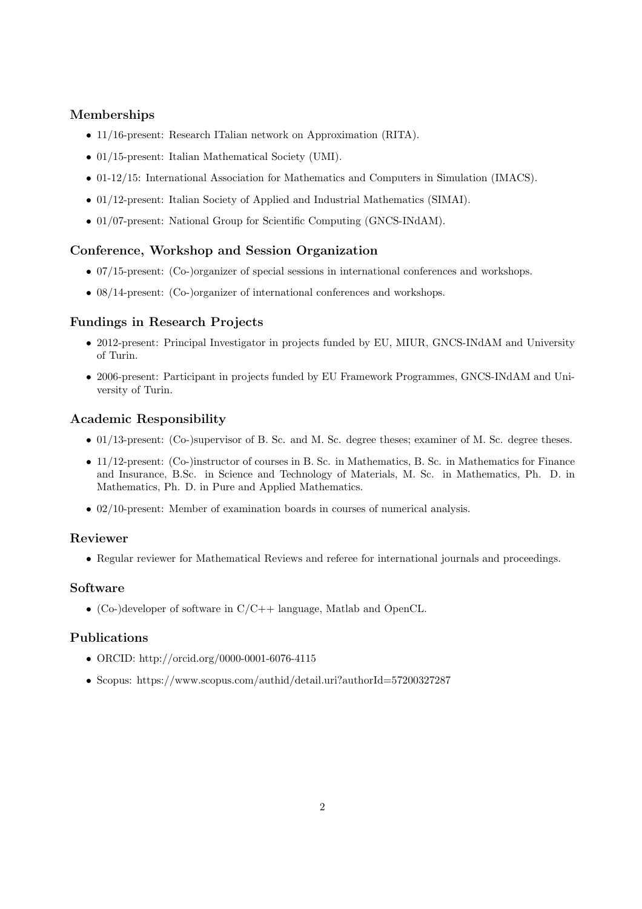### Memberships

- 11/16-present: Research ITalian network on Approximation (RITA).
- 01/15-present: Italian Mathematical Society (UMI).
- 01-12/15: International Association for Mathematics and Computers in Simulation (IMACS).
- 01/12-present: Italian Society of Applied and Industrial Mathematics (SIMAI).
- 01/07-present: National Group for Scientific Computing (GNCS-INdAM).

### Conference, Workshop and Session Organization

- 07/15-present: (Co-)organizer of special sessions in international conferences and workshops.
- 08/14-present: (Co-)organizer of international conferences and workshops.

### Fundings in Research Projects

- 2012-present: Principal Investigator in projects funded by EU, MIUR, GNCS-INdAM and University of Turin.
- 2006-present: Participant in projects funded by EU Framework Programmes, GNCS-INdAM and University of Turin.

### Academic Responsibility

- 01/13-present: (Co-)supervisor of B. Sc. and M. Sc. degree theses; examiner of M. Sc. degree theses.
- 11/12-present: (Co-)instructor of courses in B. Sc. in Mathematics, B. Sc. in Mathematics for Finance and Insurance, B.Sc. in Science and Technology of Materials, M. Sc. in Mathematics, Ph. D. in Mathematics, Ph. D. in Pure and Applied Mathematics.
- 02/10-present: Member of examination boards in courses of numerical analysis.

### Reviewer

- Regular reviewer for Mathematical Reviews and referee for international journals and proceedings.

### Software

- (Co-)developer of software in C/C++ language, Matlab and OpenCL.

### Publications

- ORCID: http://orcid.org/0000-0001-6076-4115
- Scopus: https://www.scopus.com/authid/detail.uri?authorId=57200327287